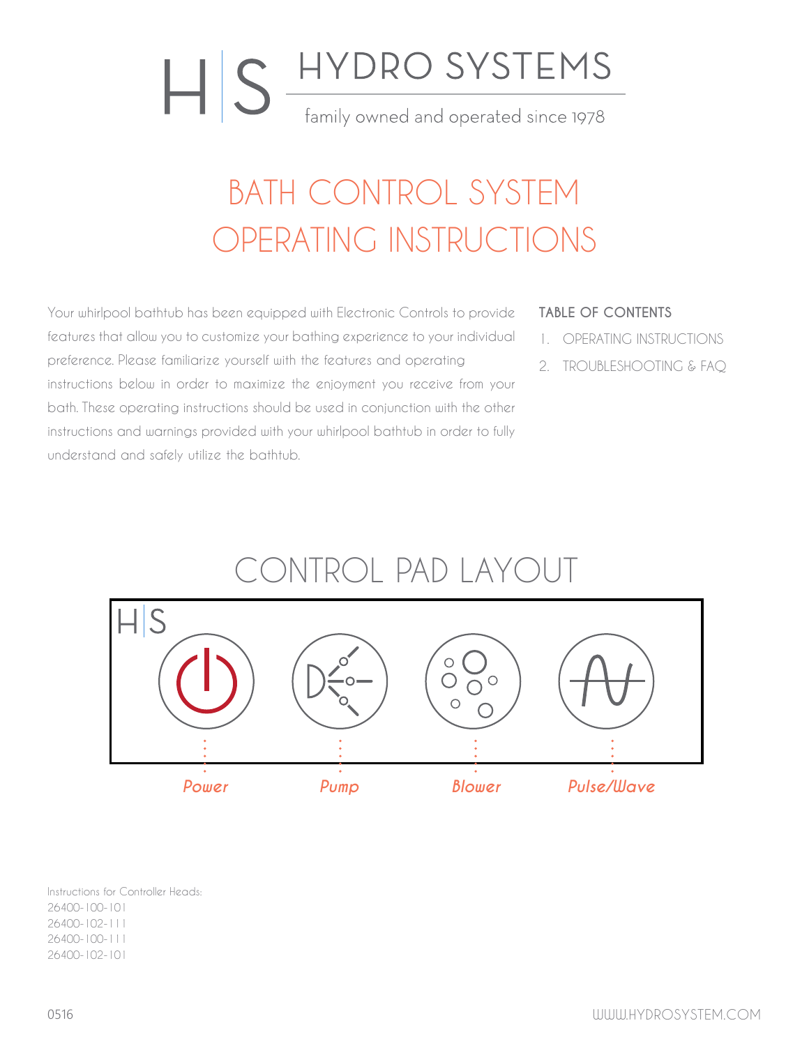H|S HYDRO SYSTEMS

family owned and operated since 1978

# BATH CONTROL SYSTEM OPERATING INSTRUCTIONS

Your whirlpool bathtub has been equipped with Electronic Controls to provide features that allow you to customize your bathing experience to your individual preference. Please familiarize yourself with the features and operating instructions below in order to maximize the enjoyment you receive from your bath. These operating instructions should be used in conjunction with the other instructions and warnings provided with your whirlpool bathtub in order to fully understand and safely utilize the bathtub.

**TABLE OF CONTENTS**

1. OPERATING INSTRUCTIONS
2. TROUBLESHOOTING & FAQ

## CONTROL PAD LAYOUT

H|S

*Power* *Pump* *Blower* *Pulse/Wave*

Instructions for Controller Heads:
26400-100-101
26400-102-111
26400-100-111
26400-102-101

0516

WWW.HYDROSYSTEM.COM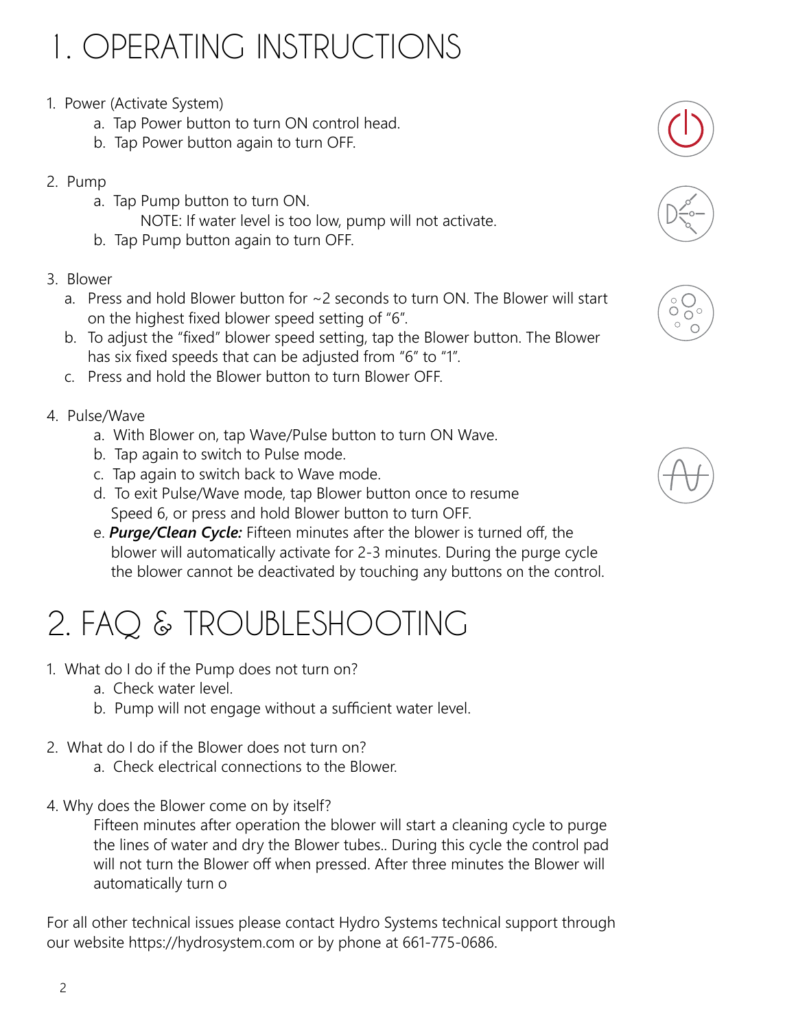# 1. OPERATING INSTRUCTIONS

1. Power (Activate System)
   a. Tap Power button to turn ON control head.
   b. Tap Power button again to turn OFF.

2. Pump
   a. Tap Pump button to turn ON.
      NOTE: If water level is too low, pump will not activate.
   b. Tap Pump button again to turn OFF.

3. Blower
   a. Press and hold Blower button for ~2 seconds to turn ON. The Blower will start on the highest fixed blower speed setting of “6”.
   b. To adjust the “fixed” blower speed setting, tap the Blower button. The Blower has six fixed speeds that can be adjusted from “6” to “1”.
   c. Press and hold the Blower button to turn Blower OFF.

4. Pulse/Wave
   a. With Blower on, tap Wave/Pulse button to turn ON Wave.
   b. Tap again to switch to Pulse mode.
   c. Tap again to switch back to Wave mode.
   d. To exit Pulse/Wave mode, tap Blower button once to resume Speed 6, or press and hold Blower button to turn OFF.
   e. ***Purge/Clean Cycle:*** Fifteen minutes after the blower is turned off, the blower will automatically activate for 2-3 minutes. During the purge cycle the blower cannot be deactivated by touching any buttons on the control.

# 2. FAQ & TROUBLESHOOTING

1. What do I do if the Pump does not turn on?
   a. Check water level.
   b. Pump will not engage without a sufficient water level.

2. What do I do if the Blower does not turn on?
   a. Check electrical connections to the Blower.

4. Why does the Blower come on by itself?
   Fifteen minutes after operation the blower will start a cleaning cycle to purge the lines of water and dry the Blower tubes.. During this cycle the control pad will not turn the Blower off when pressed. After three minutes the Blower will automatically turn o

For all other technical issues please contact Hydro Systems technical support through our website https://hydrosystem.com or by phone at 661-775-0686.